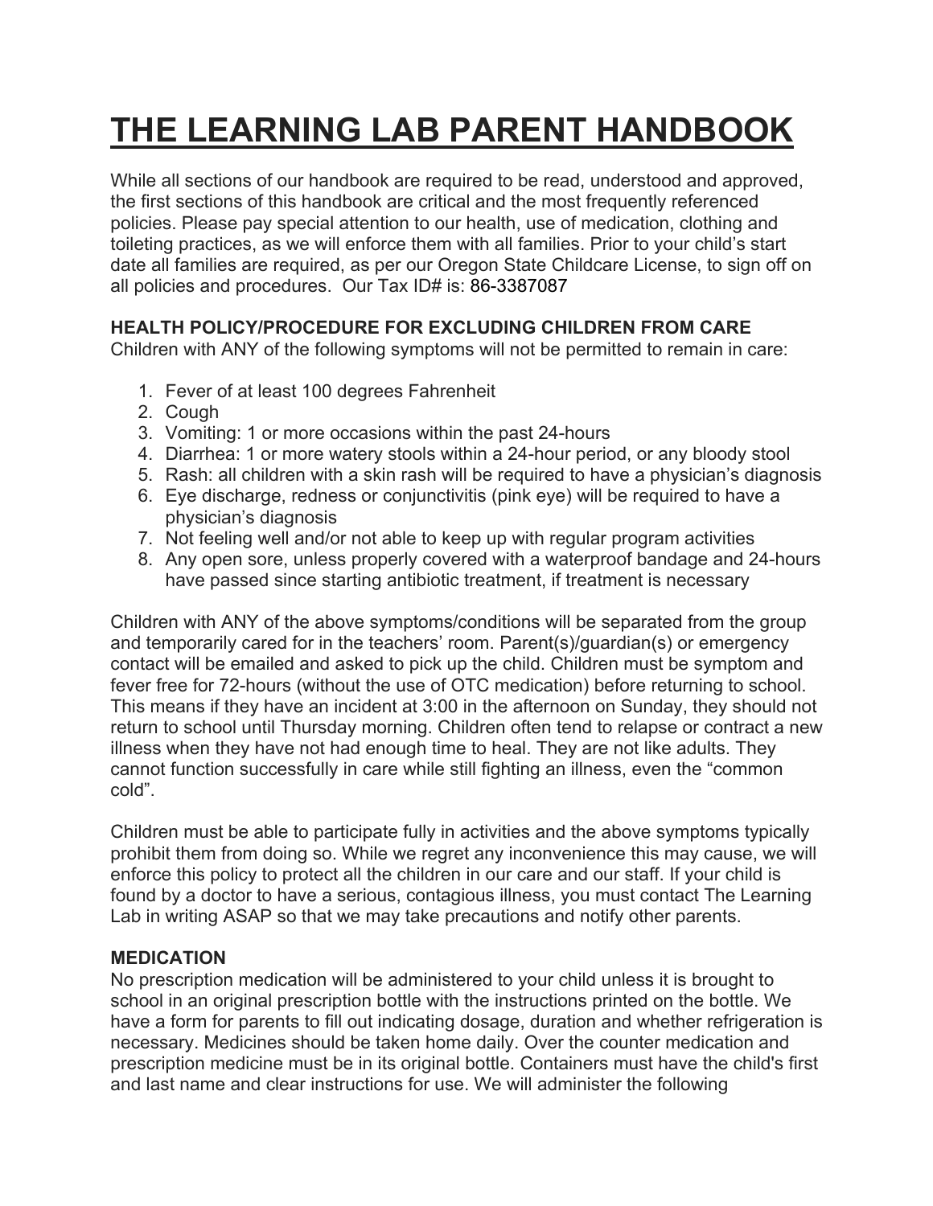# THE LEARNING LAB PARENT HANDBOOK

While all sections of our handbook are required to be read, understood and approved, the first sections of this handbook are critical and the most frequently referenced policies. Please pay special attention to our health, use of medication, clothing and toileting practices, as we will enforce them with all families. Prior to your child's start date all families are required, as per our Oregon State Childcare License, to sign off on all policies and procedures. Our Tax ID# is: 86-3387087

**HEALTH POLICY/PROCEDURE FOR EXCLUDING CHILDREN FROM CARE**

Children with ANY of the following symptoms will not be permitted to remain in care:

1. Fever of at least 100 degrees Fahrenheit
2. Cough
3. Vomiting: 1 or more occasions within the past 24-hours
4. Diarrhea: 1 or more watery stools within a 24-hour period, or any bloody stool
5. Rash: all children with a skin rash will be required to have a physician's diagnosis
6. Eye discharge, redness or conjunctivitis (pink eye) will be required to have a physician's diagnosis
7. Not feeling well and/or not able to keep up with regular program activities
8. Any open sore, unless properly covered with a waterproof bandage and 24-hours have passed since starting antibiotic treatment, if treatment is necessary

Children with ANY of the above symptoms/conditions will be separated from the group and temporarily cared for in the teachers' room. Parent(s)/guardian(s) or emergency contact will be emailed and asked to pick up the child. Children must be symptom and fever free for 72-hours (without the use of OTC medication) before returning to school. This means if they have an incident at 3:00 in the afternoon on Sunday, they should not return to school until Thursday morning. Children often tend to relapse or contract a new illness when they have not had enough time to heal. They are not like adults. They cannot function successfully in care while still fighting an illness, even the "common cold".

Children must be able to participate fully in activities and the above symptoms typically prohibit them from doing so. While we regret any inconvenience this may cause, we will enforce this policy to protect all the children in our care and our staff. If your child is found by a doctor to have a serious, contagious illness, you must contact The Learning Lab in writing ASAP so that we may take precautions and notify other parents.

**MEDICATION**

No prescription medication will be administered to your child unless it is brought to school in an original prescription bottle with the instructions printed on the bottle. We have a form for parents to fill out indicating dosage, duration and whether refrigeration is necessary. Medicines should be taken home daily. Over the counter medication and prescription medicine must be in its original bottle. Containers must have the child's first and last name and clear instructions for use. We will administer the following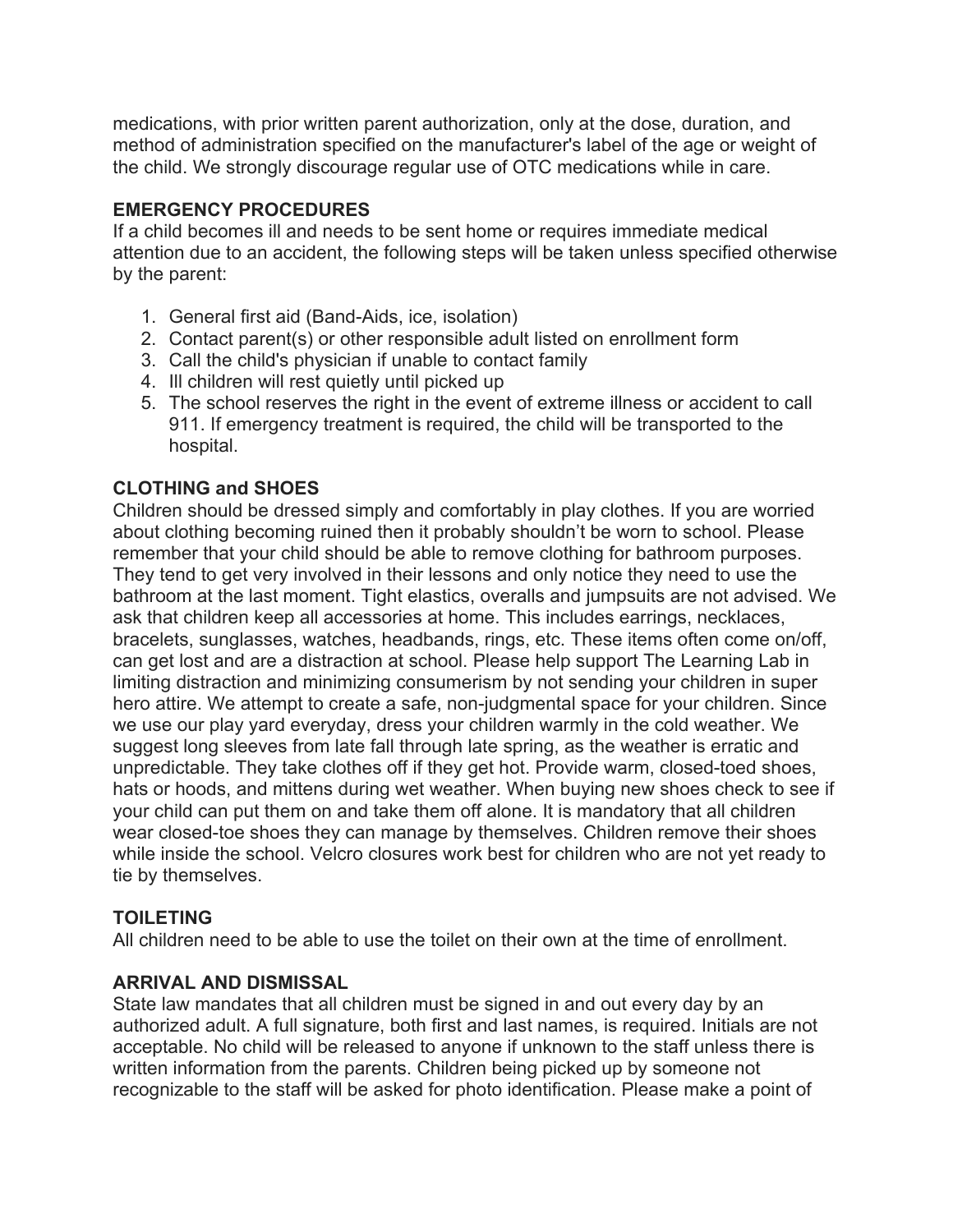medications, with prior written parent authorization, only at the dose, duration, and method of administration specified on the manufacturer's label of the age or weight of the child. We strongly discourage regular use of OTC medications while in care.

**EMERGENCY PROCEDURES**

If a child becomes ill and needs to be sent home or requires immediate medical attention due to an accident, the following steps will be taken unless specified otherwise by the parent:

1. General first aid (Band-Aids, ice, isolation)
2. Contact parent(s) or other responsible adult listed on enrollment form
3. Call the child's physician if unable to contact family
4. Ill children will rest quietly until picked up
5. The school reserves the right in the event of extreme illness or accident to call 911. If emergency treatment is required, the child will be transported to the hospital.

**CLOTHING and SHOES**

Children should be dressed simply and comfortably in play clothes. If you are worried about clothing becoming ruined then it probably shouldn't be worn to school. Please remember that your child should be able to remove clothing for bathroom purposes. They tend to get very involved in their lessons and only notice they need to use the bathroom at the last moment. Tight elastics, overalls and jumpsuits are not advised. We ask that children keep all accessories at home. This includes earrings, necklaces, bracelets, sunglasses, watches, headbands, rings, etc. These items often come on/off, can get lost and are a distraction at school. Please help support The Learning Lab in limiting distraction and minimizing consumerism by not sending your children in super hero attire. We attempt to create a safe, non-judgmental space for your children. Since we use our play yard everyday, dress your children warmly in the cold weather. We suggest long sleeves from late fall through late spring, as the weather is erratic and unpredictable. They take clothes off if they get hot. Provide warm, closed-toed shoes, hats or hoods, and mittens during wet weather. When buying new shoes check to see if your child can put them on and take them off alone. It is mandatory that all children wear closed-toe shoes they can manage by themselves. Children remove their shoes while inside the school. Velcro closures work best for children who are not yet ready to tie by themselves.

**TOILETING**

All children need to be able to use the toilet on their own at the time of enrollment.

**ARRIVAL AND DISMISSAL**

State law mandates that all children must be signed in and out every day by an authorized adult. A full signature, both first and last names, is required. Initials are not acceptable. No child will be released to anyone if unknown to the staff unless there is written information from the parents. Children being picked up by someone not recognizable to the staff will be asked for photo identification. Please make a point of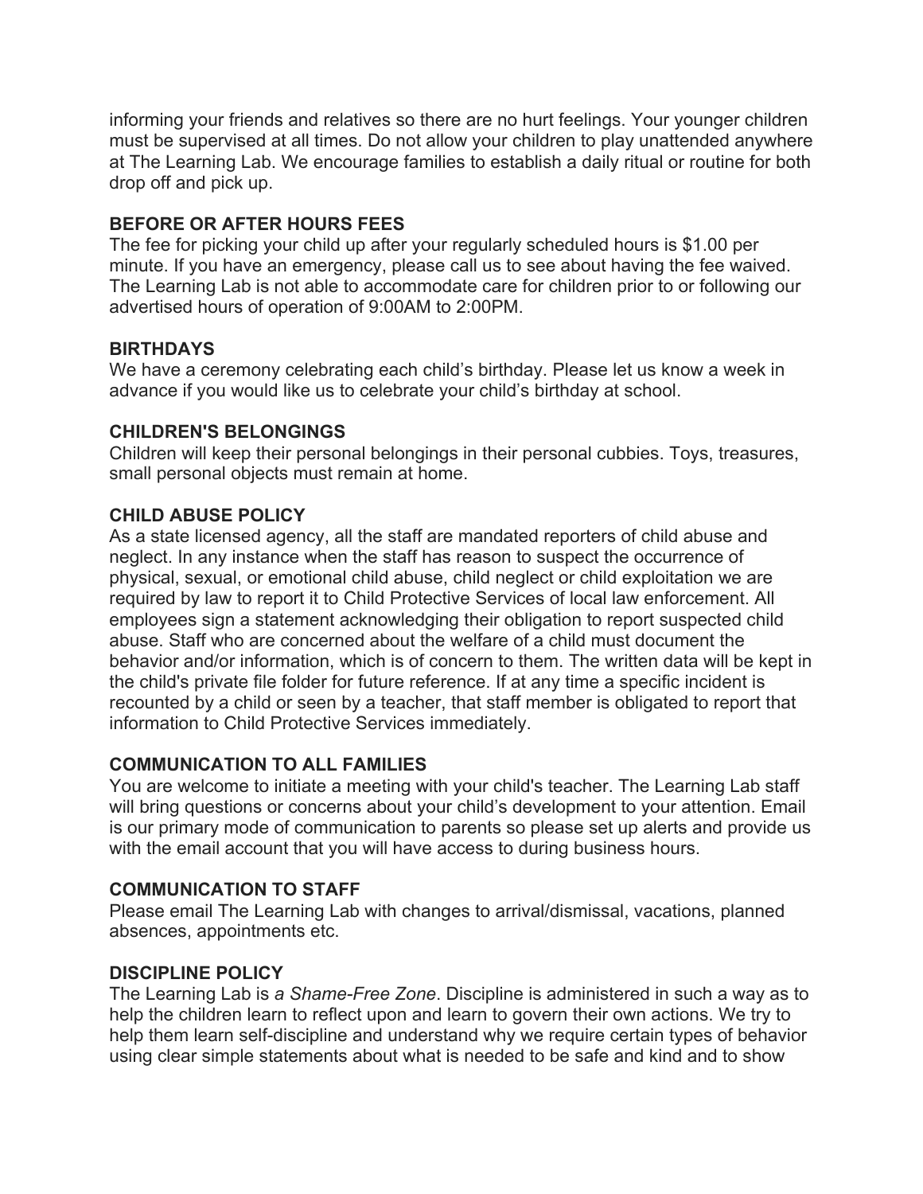informing your friends and relatives so there are no hurt feelings. Your younger children must be supervised at all times. Do not allow your children to play unattended anywhere at The Learning Lab. We encourage families to establish a daily ritual or routine for both drop off and pick up.

**BEFORE OR AFTER HOURS FEES**

The fee for picking your child up after your regularly scheduled hours is $1.00 per minute. If you have an emergency, please call us to see about having the fee waived. The Learning Lab is not able to accommodate care for children prior to or following our advertised hours of operation of 9:00AM to 2:00PM.

**BIRTHDAYS**

We have a ceremony celebrating each child's birthday. Please let us know a week in advance if you would like us to celebrate your child's birthday at school.

**CHILDREN'S BELONGINGS**

Children will keep their personal belongings in their personal cubbies. Toys, treasures, small personal objects must remain at home.

**CHILD ABUSE POLICY**

As a state licensed agency, all the staff are mandated reporters of child abuse and neglect. In any instance when the staff has reason to suspect the occurrence of physical, sexual, or emotional child abuse, child neglect or child exploitation we are required by law to report it to Child Protective Services of local law enforcement. All employees sign a statement acknowledging their obligation to report suspected child abuse. Staff who are concerned about the welfare of a child must document the behavior and/or information, which is of concern to them. The written data will be kept in the child's private file folder for future reference. If at any time a specific incident is recounted by a child or seen by a teacher, that staff member is obligated to report that information to Child Protective Services immediately.

**COMMUNICATION TO ALL FAMILIES**

You are welcome to initiate a meeting with your child's teacher. The Learning Lab staff will bring questions or concerns about your child's development to your attention. Email is our primary mode of communication to parents so please set up alerts and provide us with the email account that you will have access to during business hours.

**COMMUNICATION TO STAFF**

Please email The Learning Lab with changes to arrival/dismissal, vacations, planned absences, appointments etc.

**DISCIPLINE POLICY**

The Learning Lab is *a Shame-Free Zone*. Discipline is administered in such a way as to help the children learn to reflect upon and learn to govern their own actions. We try to help them learn self-discipline and understand why we require certain types of behavior using clear simple statements about what is needed to be safe and kind and to show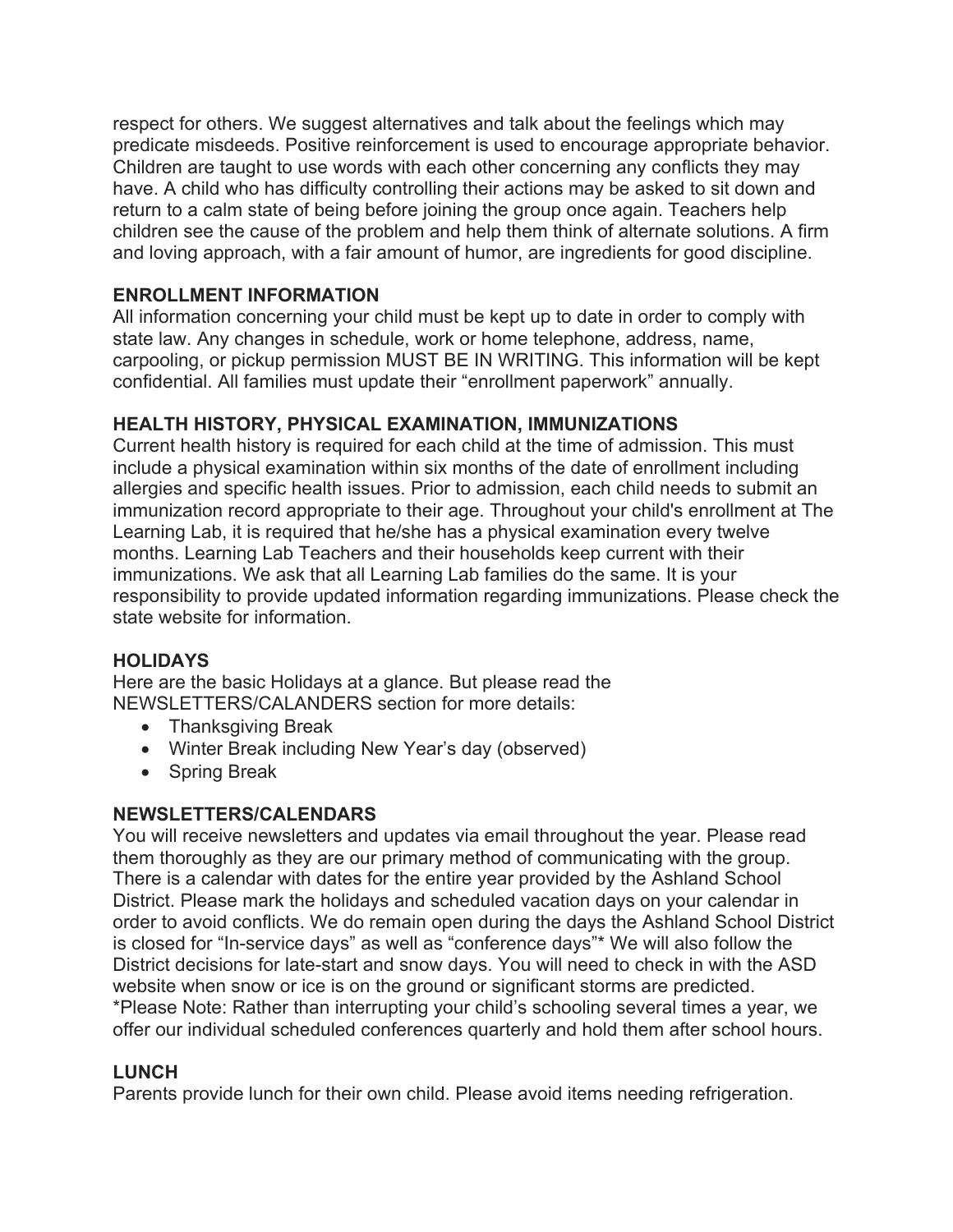respect for others. We suggest alternatives and talk about the feelings which may predicate misdeeds. Positive reinforcement is used to encourage appropriate behavior. Children are taught to use words with each other concerning any conflicts they may have. A child who has difficulty controlling their actions may be asked to sit down and return to a calm state of being before joining the group once again. Teachers help children see the cause of the problem and help them think of alternate solutions. A firm and loving approach, with a fair amount of humor, are ingredients for good discipline.

**ENROLLMENT INFORMATION**

All information concerning your child must be kept up to date in order to comply with state law. Any changes in schedule, work or home telephone, address, name, carpooling, or pickup permission MUST BE IN WRITING. This information will be kept confidential. All families must update their "enrollment paperwork" annually.

**HEALTH HISTORY, PHYSICAL EXAMINATION, IMMUNIZATIONS**

Current health history is required for each child at the time of admission. This must include a physical examination within six months of the date of enrollment including allergies and specific health issues. Prior to admission, each child needs to submit an immunization record appropriate to their age. Throughout your child's enrollment at The Learning Lab, it is required that he/she has a physical examination every twelve months. Learning Lab Teachers and their households keep current with their immunizations. We ask that all Learning Lab families do the same. It is your responsibility to provide updated information regarding immunizations. Please check the state website for information.

**HOLIDAYS**

Here are the basic Holidays at a glance. But please read the NEWSLETTERS/CALANDERS section for more details:

- Thanksgiving Break
- Winter Break including New Year's day (observed)
- Spring Break

**NEWSLETTERS/CALENDARS**

You will receive newsletters and updates via email throughout the year. Please read them thoroughly as they are our primary method of communicating with the group. There is a calendar with dates for the entire year provided by the Ashland School District. Please mark the holidays and scheduled vacation days on your calendar in order to avoid conflicts. We do remain open during the days the Ashland School District is closed for "In-service days" as well as "conference days"* We will also follow the District decisions for late-start and snow days. You will need to check in with the ASD website when snow or ice is on the ground or significant storms are predicted.
*Please Note: Rather than interrupting your child's schooling several times a year, we offer our individual scheduled conferences quarterly and hold them after school hours.

**LUNCH**

Parents provide lunch for their own child. Please avoid items needing refrigeration.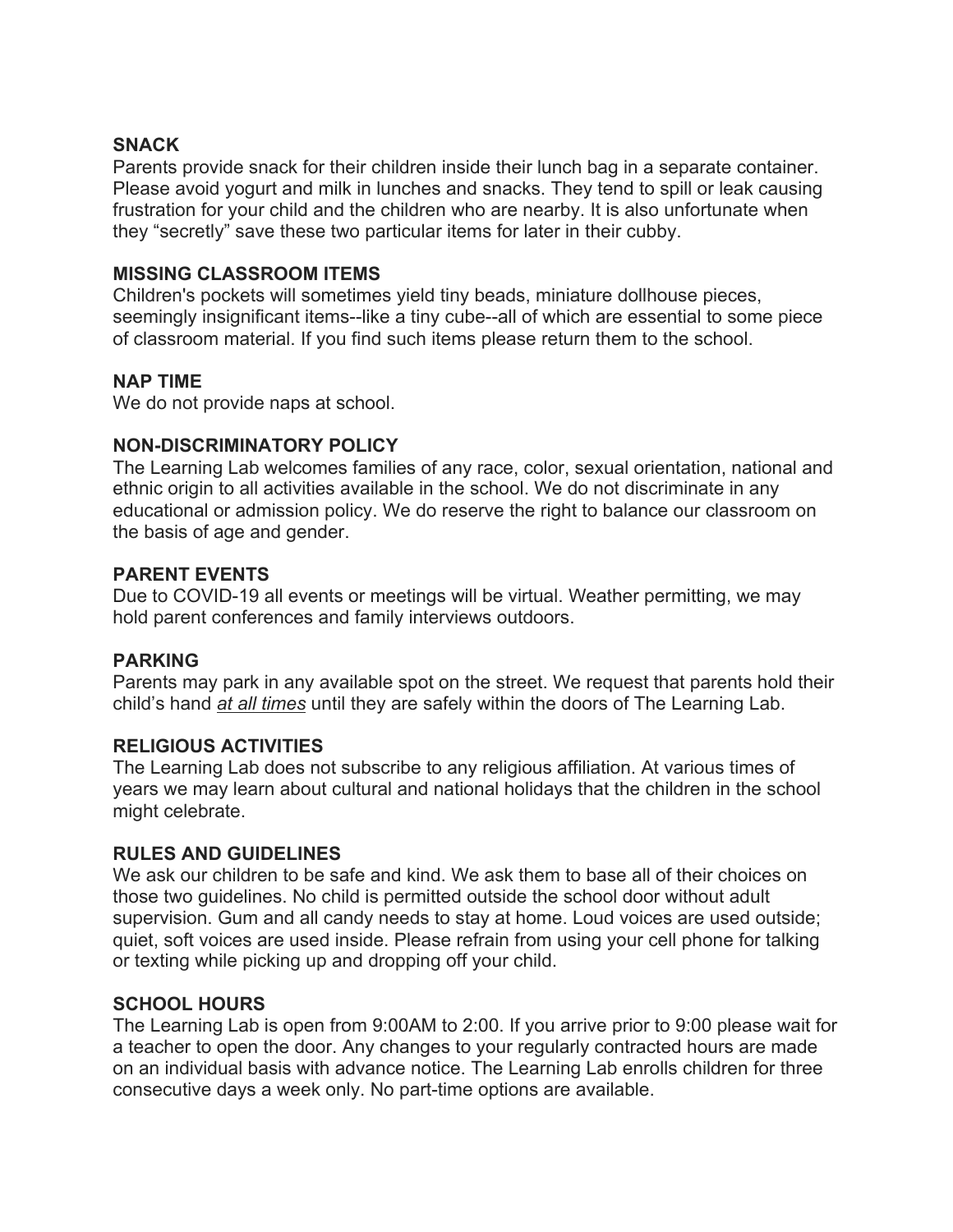### SNACK

Parents provide snack for their children inside their lunch bag in a separate container. Please avoid yogurt and milk in lunches and snacks. They tend to spill or leak causing frustration for your child and the children who are nearby. It is also unfortunate when they "secretly" save these two particular items for later in their cubby.

### MISSING CLASSROOM ITEMS

Children's pockets will sometimes yield tiny beads, miniature dollhouse pieces, seemingly insignificant items--like a tiny cube--all of which are essential to some piece of classroom material. If you find such items please return them to the school.

### NAP TIME

We do not provide naps at school.

### NON-DISCRIMINATORY POLICY

The Learning Lab welcomes families of any race, color, sexual orientation, national and ethnic origin to all activities available in the school. We do not discriminate in any educational or admission policy. We do reserve the right to balance our classroom on the basis of age and gender.

### PARENT EVENTS

Due to COVID-19 all events or meetings will be virtual. Weather permitting, we may hold parent conferences and family interviews outdoors.

### PARKING

Parents may park in any available spot on the street. We request that parents hold their child's hand *at all times* until they are safely within the doors of The Learning Lab.

### RELIGIOUS ACTIVITIES

The Learning Lab does not subscribe to any religious affiliation. At various times of years we may learn about cultural and national holidays that the children in the school might celebrate.

### RULES AND GUIDELINES

We ask our children to be safe and kind. We ask them to base all of their choices on those two guidelines. No child is permitted outside the school door without adult supervision. Gum and all candy needs to stay at home. Loud voices are used outside; quiet, soft voices are used inside. Please refrain from using your cell phone for talking or texting while picking up and dropping off your child.

### SCHOOL HOURS

The Learning Lab is open from 9:00AM to 2:00. If you arrive prior to 9:00 please wait for a teacher to open the door. Any changes to your regularly contracted hours are made on an individual basis with advance notice. The Learning Lab enrolls children for three consecutive days a week only. No part-time options are available.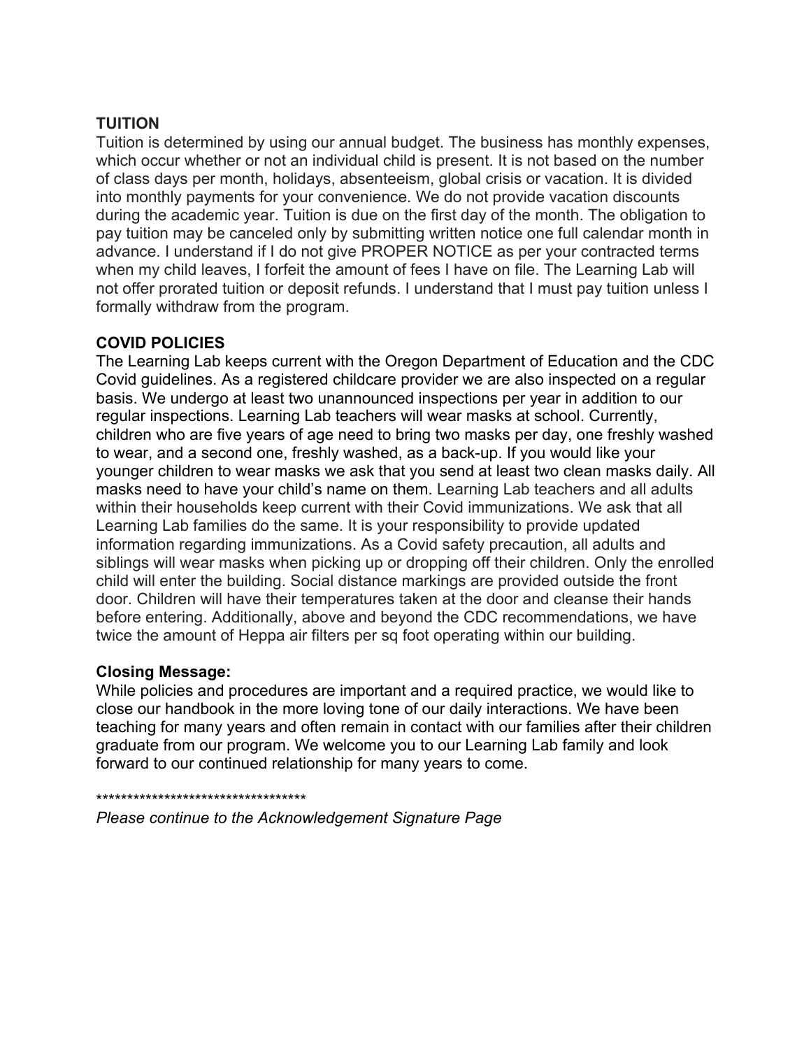**TUITION**

Tuition is determined by using our annual budget. The business has monthly expenses, which occur whether or not an individual child is present. It is not based on the number of class days per month, holidays, absenteeism, global crisis or vacation. It is divided into monthly payments for your convenience. We do not provide vacation discounts during the academic year. Tuition is due on the first day of the month. The obligation to pay tuition may be canceled only by submitting written notice one full calendar month in advance. I understand if I do not give PROPER NOTICE as per your contracted terms when my child leaves, I forfeit the amount of fees I have on file. The Learning Lab will not offer prorated tuition or deposit refunds. I understand that I must pay tuition unless I formally withdraw from the program.

**COVID POLICIES**

The Learning Lab keeps current with the Oregon Department of Education and the CDC Covid guidelines. As a registered childcare provider we are also inspected on a regular basis. We undergo at least two unannounced inspections per year in addition to our regular inspections. Learning Lab teachers will wear masks at school. Currently, children who are five years of age need to bring two masks per day, one freshly washed to wear, and a second one, freshly washed, as a back-up. If you would like your younger children to wear masks we ask that you send at least two clean masks daily. All masks need to have your child's name on them. Learning Lab teachers and all adults within their households keep current with their Covid immunizations. We ask that all Learning Lab families do the same. It is your responsibility to provide updated information regarding immunizations. As a Covid safety precaution, all adults and siblings will wear masks when picking up or dropping off their children. Only the enrolled child will enter the building. Social distance markings are provided outside the front door. Children will have their temperatures taken at the door and cleanse their hands before entering. Additionally, above and beyond the CDC recommendations, we have twice the amount of Heppa air filters per sq foot operating within our building.

**Closing Message:**

While policies and procedures are important and a required practice, we would like to close our handbook in the more loving tone of our daily interactions. We have been teaching for many years and often remain in contact with our families after their children graduate from our program. We welcome you to our Learning Lab family and look forward to our continued relationship for many years to come.

\*\*\*\*\*\*\*\*\*\*\*\*\*\*\*\*\*\*\*\*\*\*\*\*\*\*\*\*\*\*\*\*\*\*\*

*Please continue to the Acknowledgement Signature Page*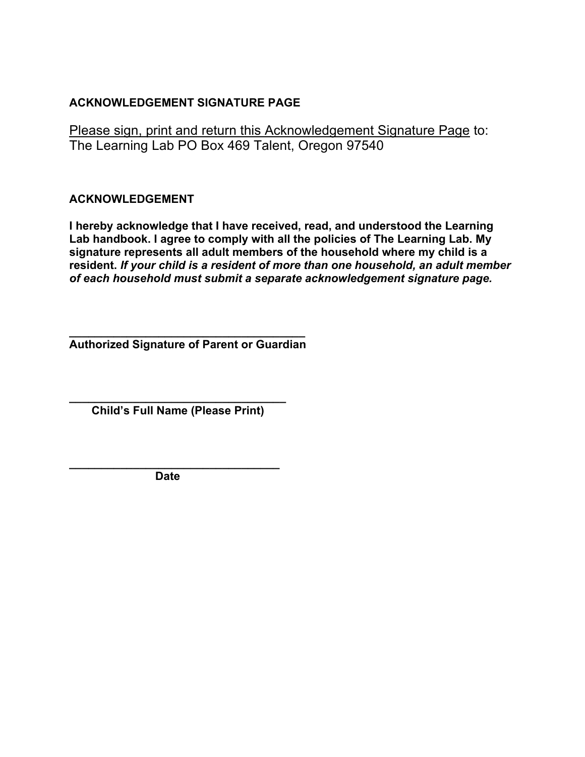## ACKNOWLEDGEMENT SIGNATURE PAGE

<u>Please sign, print and return this Acknowledgement Signature Page</u> to:
The Learning Lab PO Box 469 Talent, Oregon 97540

### ACKNOWLEDGEMENT

**I hereby acknowledge that I have received, read, and understood the Learning Lab handbook. I agree to comply with all the policies of The Learning Lab. My signature represents all adult members of the household where my child is a resident. *If your child is a resident of more than one household, an adult member of each household must submit a separate acknowledgement signature page.***

______________________________________
**Authorized Signature of Parent or Guardian**

___________________________________
**Child's Full Name (Please Print)**

__________________________________
**Date**